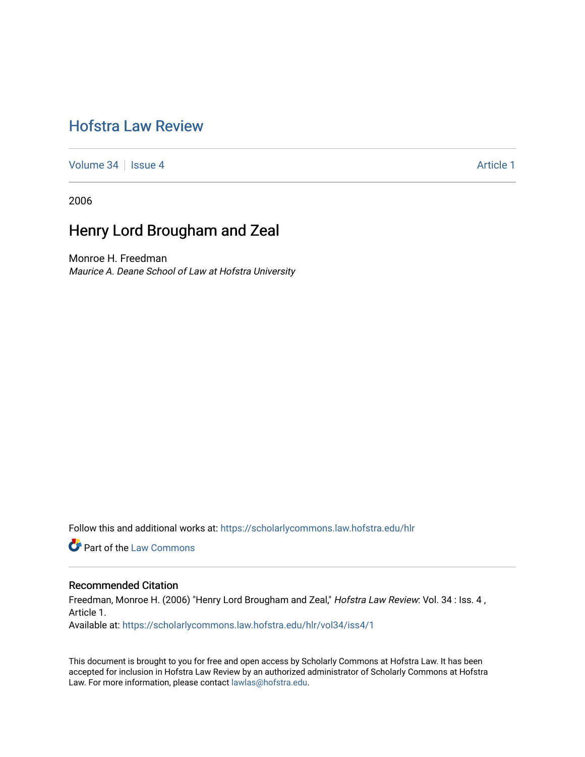# Hofstra Law Review

Volume 34 | Issue 4 Article 1

2006

## Henry Lord Brougham and Zeal

Monroe H. Freedman
*Maurice A. Deane School of Law at Hofstra University*

Follow this and additional works at: https://scholarlycommons.law.hofstra.edu/hlr

Part of the Law Commons

### Recommended Citation

Freedman, Monroe H. (2006) "Henry Lord Brougham and Zeal," *Hofstra Law Review*: Vol. 34 : Iss. 4 , Article 1.
Available at: https://scholarlycommons.law.hofstra.edu/hlr/vol34/iss4/1

This document is brought to you for free and open access by Scholarly Commons at Hofstra Law. It has been accepted for inclusion in Hofstra Law Review by an authorized administrator of Scholarly Commons at Hofstra Law. For more information, please contact lawlas@hofstra.edu.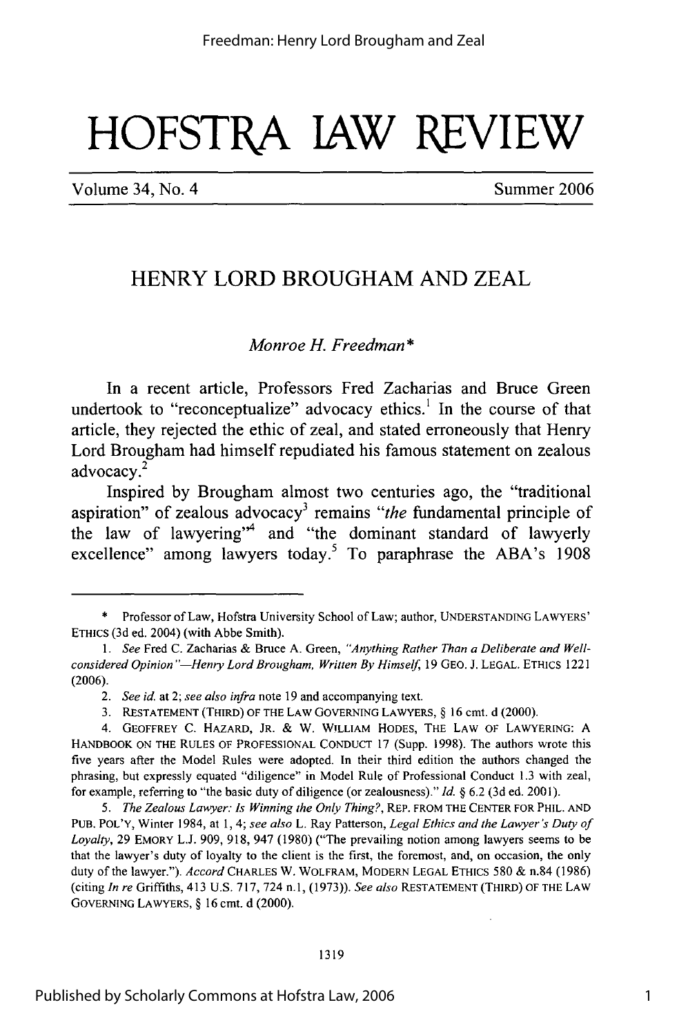# HOFSTRA LAW REVIEW

Volume 34, No. 4 Summer 2006

## HENRY LORD BROUGHAM AND ZEAL

*Monroe H. Freedman**

In a recent article, Professors Fred Zacharias and Bruce Green undertook to "reconceptualize" advocacy ethics.[1] In the course of that article, they rejected the ethic of zeal, and stated erroneously that Henry Lord Brougham had himself repudiated his famous statement on zealous advocacy.[2]

Inspired by Brougham almost two centuries ago, the "traditional aspiration" of zealous advocacy[3] remains "*the* fundamental principle of the law of lawyering"[4] and "the dominant standard of lawyerly excellence" among lawyers today.[5] To paraphrase the ABA's 1908

---

\* Professor of Law, Hofstra University School of Law; author, UNDERSTANDING LAWYERS' ETHICS (3d ed. 2004) (with Abbe Smith).

1. *See* Fred C. Zacharias & Bruce A. Green, *"Anything Rather Than a Deliberate and Well-considered Opinion"—Henry Lord Brougham, Written By Himself*, 19 GEO. J. LEGAL. ETHICS 1221 (2006).

2. *See id.* at 2; *see also infra* note 19 and accompanying text.

3. RESTATEMENT (THIRD) OF THE LAW GOVERNING LAWYERS, § 16 cmt. d (2000).

4. GEOFFREY C. HAZARD, JR. & W. WILLIAM HODES, THE LAW OF LAWYERING: A HANDBOOK ON THE RULES OF PROFESSIONAL CONDUCT 17 (Supp. 1998). The authors wrote this five years after the Model Rules were adopted. In their third edition the authors changed the phrasing, but expressly equated "diligence" in Model Rule of Professional Conduct 1.3 with zeal, for example, referring to "the basic duty of diligence (or zealousness)." *Id.* § 6.2 (3d ed. 2001).

5. *The Zealous Lawyer: Is Winning the Only Thing?*, REP. FROM THE CENTER FOR PHIL. AND PUB. POL'Y, Winter 1984, at 1, 4; *see also* L. Ray Patterson, *Legal Ethics and the Lawyer's Duty of Loyalty*, 29 EMORY L.J. 909, 918, 947 (1980) ("The prevailing notion among lawyers seems to be that the lawyer's duty of loyalty to the client is the first, the foremost, and, on occasion, the only duty of the lawyer."). *Accord* CHARLES W. WOLFRAM, MODERN LEGAL ETHICS 580 & n.84 (1986) (citing *In re* Griffiths, 413 U.S. 717, 724 n.1, (1973)). *See also* RESTATEMENT (THIRD) OF THE LAW GOVERNING LAWYERS, § 16 cmt. d (2000).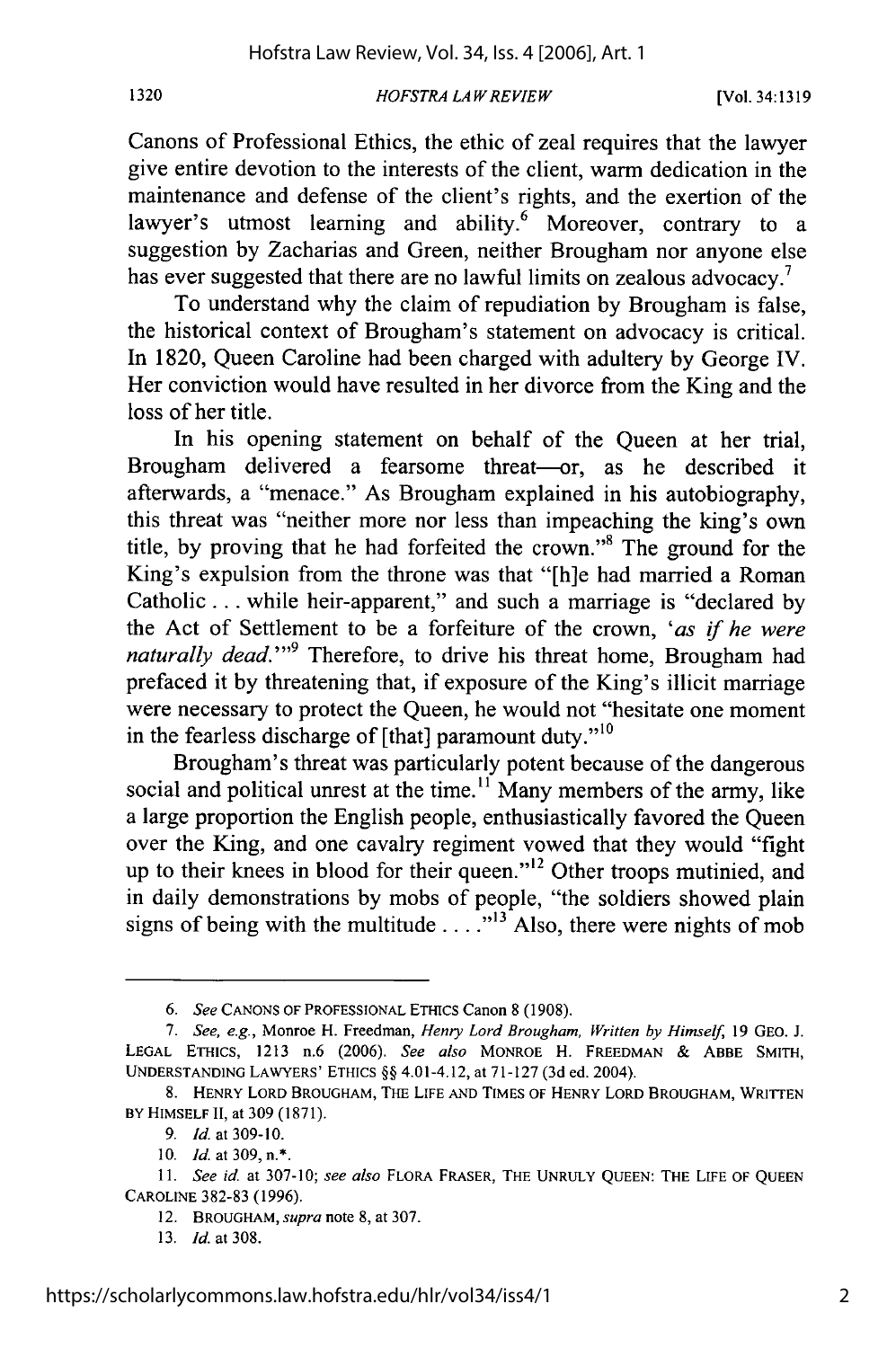Canons of Professional Ethics, the ethic of zeal requires that the lawyer give entire devotion to the interests of the client, warm dedication in the maintenance and defense of the client's rights, and the exertion of the lawyer's utmost learning and ability.[6] Moreover, contrary to a suggestion by Zacharias and Green, neither Brougham nor anyone else has ever suggested that there are no lawful limits on zealous advocacy.[7]

To understand why the claim of repudiation by Brougham is false, the historical context of Brougham's statement on advocacy is critical. In 1820, Queen Caroline had been charged with adultery by George IV. Her conviction would have resulted in her divorce from the King and the loss of her title.

In his opening statement on behalf of the Queen at her trial, Brougham delivered a fearsome threat—or, as he described it afterwards, a "menace." As Brougham explained in his autobiography, this threat was "neither more nor less than impeaching the king's own title, by proving that he had forfeited the crown."[8] The ground for the King's expulsion from the throne was that "[h]e had married a Roman Catholic . . . while heir-apparent," and such a marriage is "declared by the Act of Settlement to be a forfeiture of the crown, '*as if he were naturally dead*.'"[9] Therefore, to drive his threat home, Brougham had prefaced it by threatening that, if exposure of the King's illicit marriage were necessary to protect the Queen, he would not "hesitate one moment in the fearless discharge of [that] paramount duty."[10]

Brougham's threat was particularly potent because of the dangerous social and political unrest at the time.[11] Many members of the army, like a large proportion the English people, enthusiastically favored the Queen over the King, and one cavalry regiment vowed that they would "fight up to their knees in blood for their queen."[12] Other troops mutinied, and in daily demonstrations by mobs of people, "the soldiers showed plain signs of being with the multitude . . . ."[13] Also, there were nights of mob

---

6. *See* CANONS OF PROFESSIONAL ETHICS Canon 8 (1908).

7. *See, e.g.*, Monroe H. Freedman, *Henry Lord Brougham, Written by Himself*, 19 GEO. J. LEGAL ETHICS, 1213 n.6 (2006). *See also* MONROE H. FREEDMAN & ABBE SMITH, UNDERSTANDING LAWYERS' ETHICS §§ 4.01-4.12, at 71-127 (3d ed. 2004).

8. HENRY LORD BROUGHAM, THE LIFE AND TIMES OF HENRY LORD BROUGHAM, WRITTEN BY HIMSELF II, at 309 (1871).

9. *Id.* at 309-10.

10. *Id.* at 309, n.*.

11. *See id.* at 307-10; *see also* FLORA FRASER, THE UNRULY QUEEN: THE LIFE OF QUEEN CAROLINE 382-83 (1996).

12. BROUGHAM, *supra* note 8, at 307.

13. *Id.* at 308.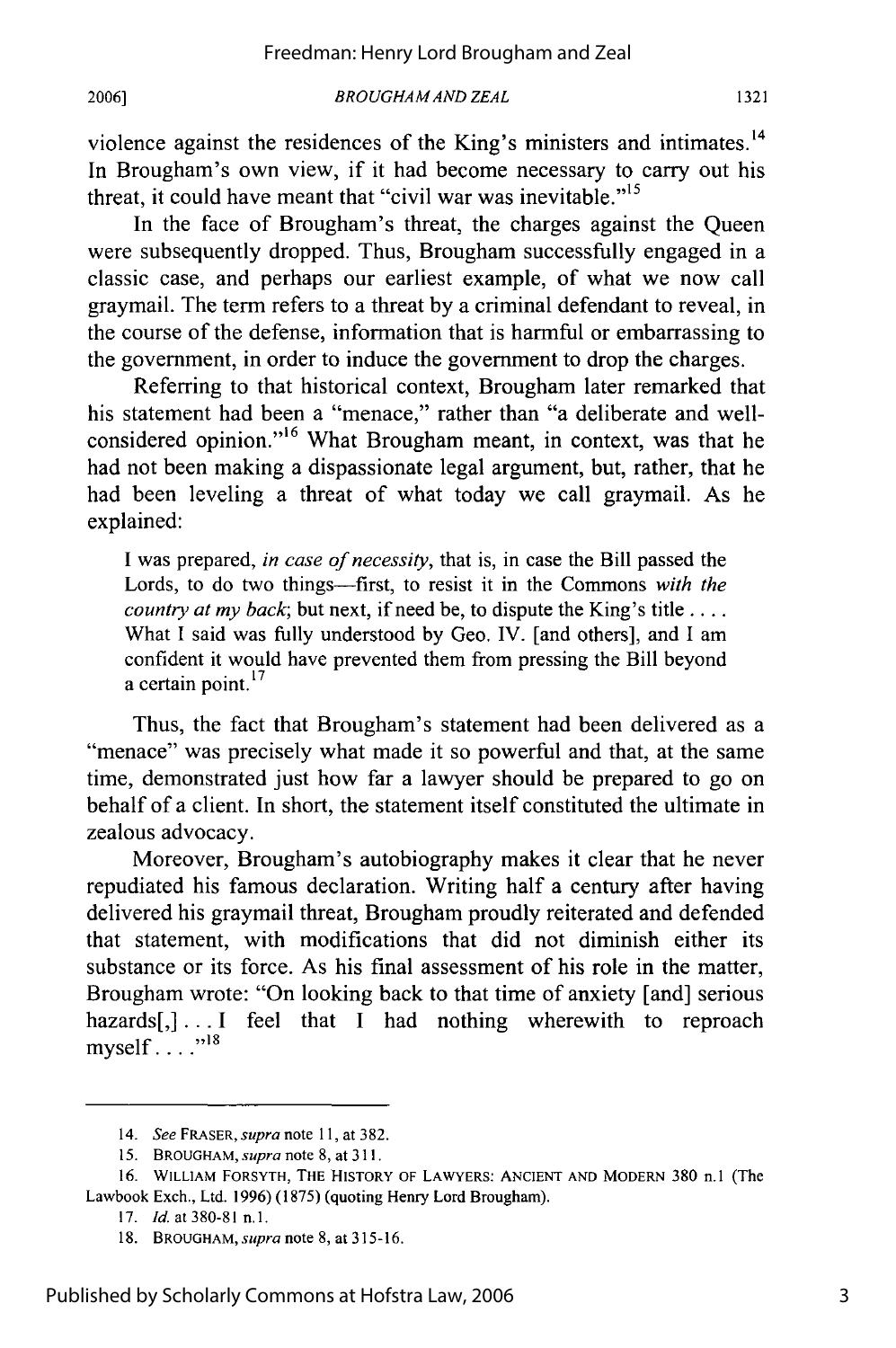violence against the residences of the King's ministers and intimates.[14] In Brougham's own view, if it had become necessary to carry out his threat, it could have meant that "civil war was inevitable."[15]

In the face of Brougham's threat, the charges against the Queen were subsequently dropped. Thus, Brougham successfully engaged in a classic case, and perhaps our earliest example, of what we now call graymail. The term refers to a threat by a criminal defendant to reveal, in the course of the defense, information that is harmful or embarrassing to the government, in order to induce the government to drop the charges.

Referring to that historical context, Brougham later remarked that his statement had been a "menace," rather than "a deliberate and well-considered opinion."[16] What Brougham meant, in context, was that he had not been making a dispassionate legal argument, but, rather, that he had been leveling a threat of what today we call graymail. As he explained:

> I was prepared, *in case of necessity*, that is, in case the Bill passed the Lords, to do two things—first, to resist it in the Commons *with the country at my back*; but next, if need be, to dispute the King's title . . . . What I said was fully understood by Geo. IV. [and others], and I am confident it would have prevented them from pressing the Bill beyond a certain point.[17]

Thus, the fact that Brougham's statement had been delivered as a "menace" was precisely what made it so powerful and that, at the same time, demonstrated just how far a lawyer should be prepared to go on behalf of a client. In short, the statement itself constituted the ultimate in zealous advocacy.

Moreover, Brougham's autobiography makes it clear that he never repudiated his famous declaration. Writing half a century after having delivered his graymail threat, Brougham proudly reiterated and defended that statement, with modifications that did not diminish either its substance or its force. As his final assessment of his role in the matter, Brougham wrote: "On looking back to that time of anxiety [and] serious hazards[,] . . . I feel that I had nothing wherewith to reproach myself . . . ."[18]

---

14. *See* FRASER, *supra* note 11, at 382.

15. BROUGHAM, *supra* note 8, at 311.

16. WILLIAM FORSYTH, THE HISTORY OF LAWYERS: ANCIENT AND MODERN 380 n.1 (The Lawbook Exch., Ltd. 1996) (1875) (quoting Henry Lord Brougham).

17. *Id.* at 380-81 n.1.

18. BROUGHAM, *supra* note 8, at 315-16.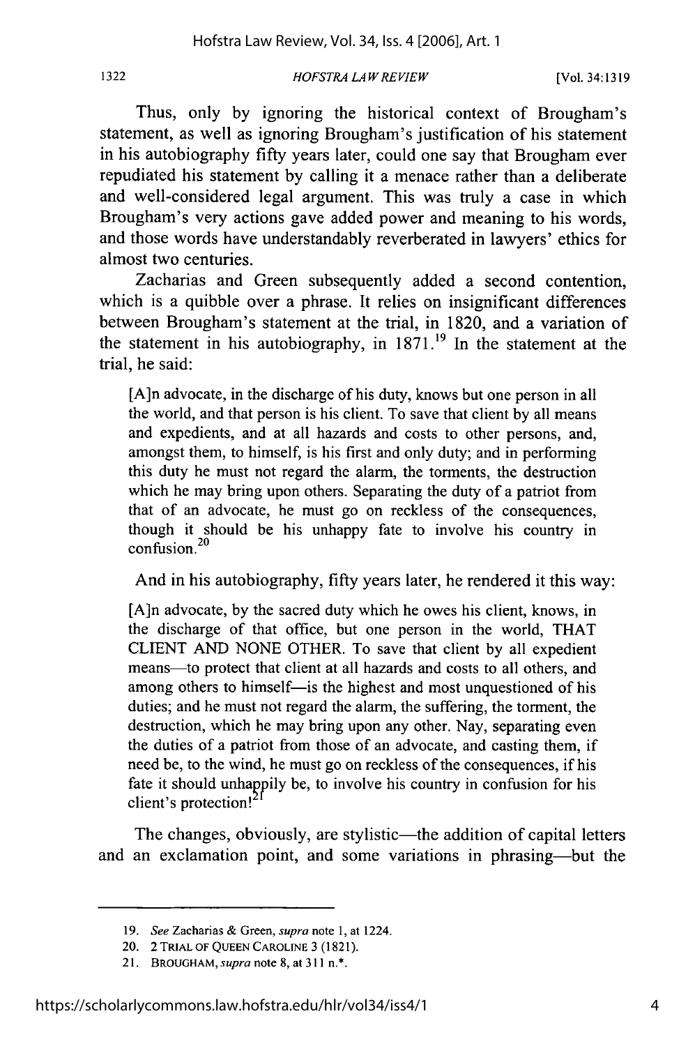Thus, only by ignoring the historical context of Brougham's statement, as well as ignoring Brougham's justification of his statement in his autobiography fifty years later, could one say that Brougham ever repudiated his statement by calling it a menace rather than a deliberate and well-considered legal argument. This was truly a case in which Brougham's very actions gave added power and meaning to his words, and those words have understandably reverberated in lawyers' ethics for almost two centuries.

Zacharias and Green subsequently added a second contention, which is a quibble over a phrase. It relies on insignificant differences between Brougham's statement at the trial, in 1820, and a variation of the statement in his autobiography, in 1871.[19] In the statement at the trial, he said:

> [A]n advocate, in the discharge of his duty, knows but one person in all the world, and that person is his client. To save that client by all means and expedients, and at all hazards and costs to other persons, and, amongst them, to himself, is his first and only duty; and in performing this duty he must not regard the alarm, the torments, the destruction which he may bring upon others. Separating the duty of a patriot from that of an advocate, he must go on reckless of the consequences, though it should be his unhappy fate to involve his country in confusion.[20]

And in his autobiography, fifty years later, he rendered it this way:

> [A]n advocate, by the sacred duty which he owes his client, knows, in the discharge of that office, but one person in the world, THAT CLIENT AND NONE OTHER. To save that client by all expedient means—to protect that client at all hazards and costs to all others, and among others to himself—is the highest and most unquestioned of his duties; and he must not regard the alarm, the suffering, the torment, the destruction, which he may bring upon any other. Nay, separating even the duties of a patriot from those of an advocate, and casting them, if need be, to the wind, he must go on reckless of the consequences, if his fate it should unhappily be, to involve his country in confusion for his client's protection![21]

The changes, obviously, are stylistic—the addition of capital letters and an exclamation point, and some variations in phrasing—but the

---

19. *See* Zacharias & Green, *supra* note 1, at 1224.

20. 2 TRIAL OF QUEEN CAROLINE 3 (1821).

21. BROUGHAM, *supra* note 8, at 311 n.*.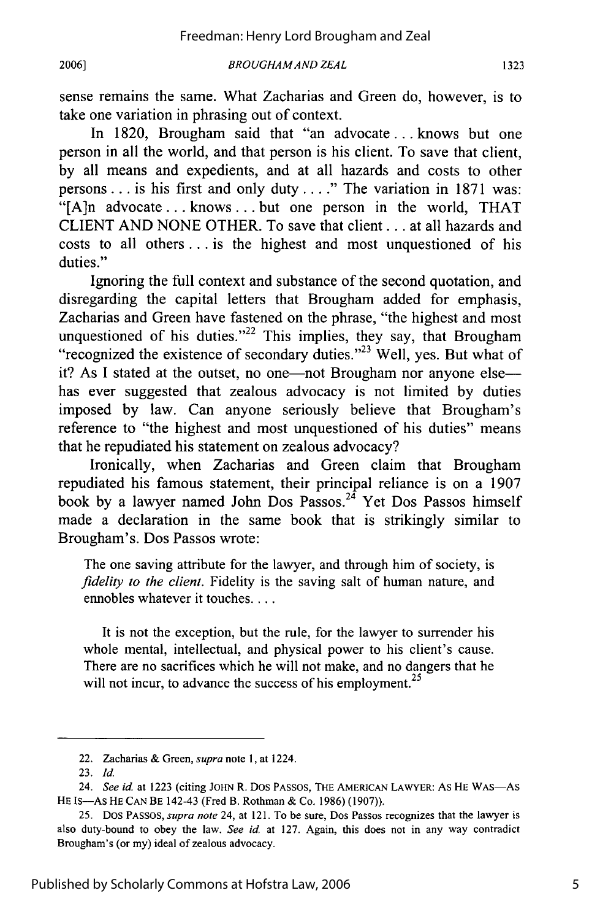sense remains the same. What Zacharias and Green do, however, is to take one variation in phrasing out of context.

In 1820, Brougham said that "an advocate . . . knows but one person in all the world, and that person is his client. To save that client, by all means and expedients, and at all hazards and costs to other persons . . . is his first and only duty . . . ." The variation in 1871 was: "[A]n advocate . . . knows . . . but one person in the world, THAT CLIENT AND NONE OTHER. To save that client . . . at all hazards and costs to all others . . . is the highest and most unquestioned of his duties."

Ignoring the full context and substance of the second quotation, and disregarding the capital letters that Brougham added for emphasis, Zacharias and Green have fastened on the phrase, "the highest and most unquestioned of his duties."[22] This implies, they say, that Brougham "recognized the existence of secondary duties."[23] Well, yes. But what of it? As I stated at the outset, no one—not Brougham nor anyone else—has ever suggested that zealous advocacy is not limited by duties imposed by law. Can anyone seriously believe that Brougham's reference to "the highest and most unquestioned of his duties" means that he repudiated his statement on zealous advocacy?

Ironically, when Zacharias and Green claim that Brougham repudiated his famous statement, their principal reliance is on a 1907 book by a lawyer named John Dos Passos.[24] Yet Dos Passos himself made a declaration in the same book that is strikingly similar to Brougham's. Dos Passos wrote:

> The one saving attribute for the lawyer, and through him of society, is *fidelity to the client*. Fidelity is the saving salt of human nature, and ennobles whatever it touches. . . .
>
> It is not the exception, but the rule, for the lawyer to surrender his whole mental, intellectual, and physical power to his client's cause. There are no sacrifices which he will not make, and no dangers that he will not incur, to advance the success of his employment.[25]

---

22. Zacharias & Green, *supra* note 1, at 1224.

23. *Id.*

24. *See id.* at 1223 (citing JOHN R. DOS PASSOS, THE AMERICAN LAWYER: AS HE WAS—AS HE IS—AS HE CAN BE 142-43 (Fred B. Rothman & Co. 1986) (1907)).

25. DOS PASSOS, *supra note* 24, at 121. To be sure, Dos Passos recognizes that the lawyer is also duty-bound to obey the law. *See id.* at 127. Again, this does not in any way contradict Brougham's (or my) ideal of zealous advocacy.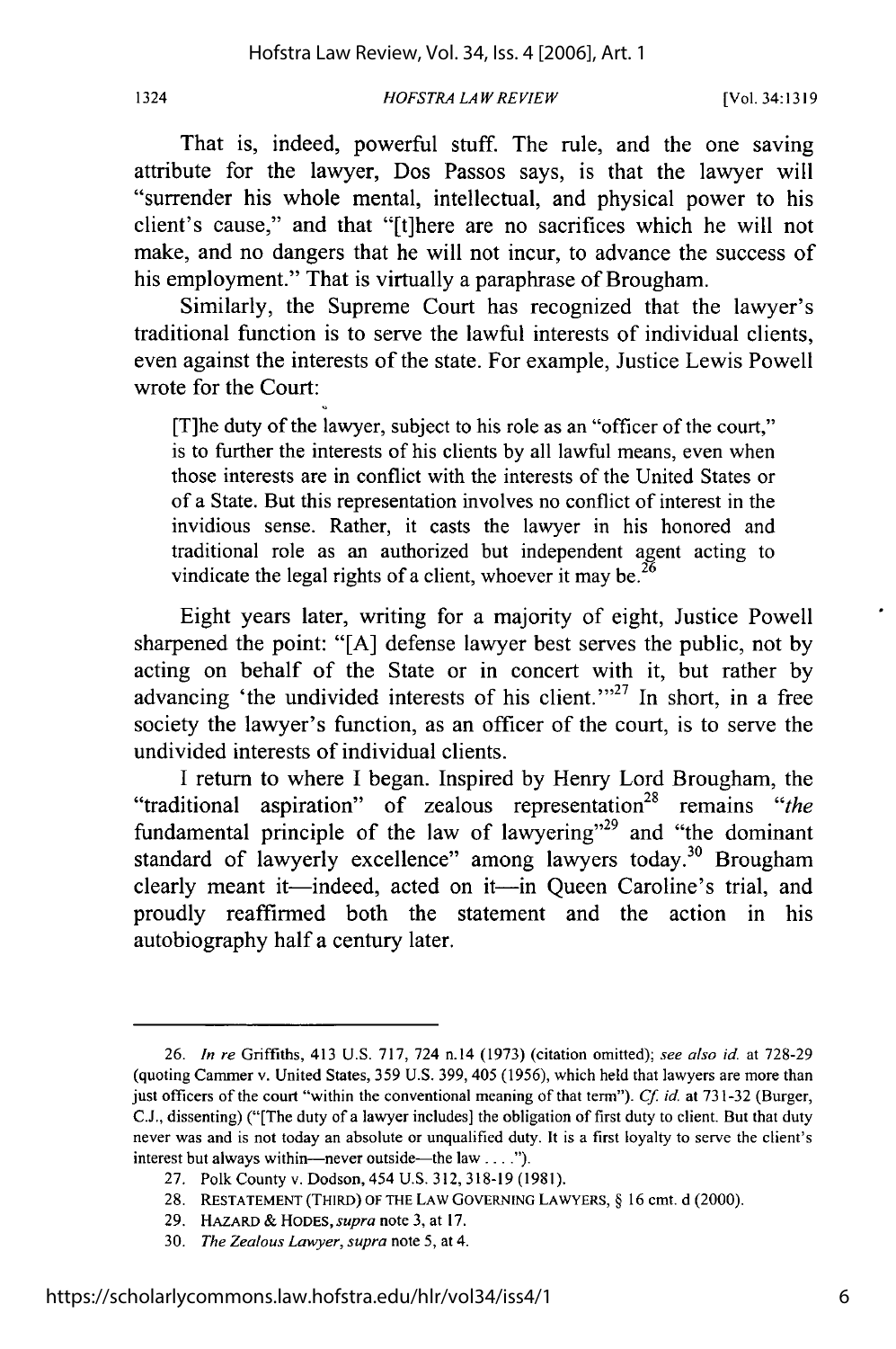That is, indeed, powerful stuff. The rule, and the one saving attribute for the lawyer, Dos Passos says, is that the lawyer will "surrender his whole mental, intellectual, and physical power to his client's cause," and that "[t]here are no sacrifices which he will not make, and no dangers that he will not incur, to advance the success of his employment." That is virtually a paraphrase of Brougham.

Similarly, the Supreme Court has recognized that the lawyer's traditional function is to serve the lawful interests of individual clients, even against the interests of the state. For example, Justice Lewis Powell wrote for the Court:

> [T]he duty of the lawyer, subject to his role as an "officer of the court," is to further the interests of his clients by all lawful means, even when those interests are in conflict with the interests of the United States or of a State. But this representation involves no conflict of interest in the invidious sense. Rather, it casts the lawyer in his honored and traditional role as an authorized but independent agent acting to vindicate the legal rights of a client, whoever it may be.[26]

Eight years later, writing for a majority of eight, Justice Powell sharpened the point: "[A] defense lawyer best serves the public, not by acting on behalf of the State or in concert with it, but rather by advancing 'the undivided interests of his client.'"[27] In short, in a free society the lawyer's function, as an officer of the court, is to serve the undivided interests of individual clients.

I return to where I began. Inspired by Henry Lord Brougham, the "traditional aspiration" of zealous representation[28] remains "*the* fundamental principle of the law of lawyering"[29] and "the dominant standard of lawyerly excellence" among lawyers today.[30] Brougham clearly meant it—indeed, acted on it—in Queen Caroline's trial, and proudly reaffirmed both the statement and the action in his autobiography half a century later.

---

26. *In re* Griffiths, 413 U.S. 717, 724 n.14 (1973) (citation omitted); *see also id.* at 728-29 (quoting Cammer v. United States, 359 U.S. 399, 405 (1956), which held that lawyers are more than just officers of the court "within the conventional meaning of that term"). *Cf. id.* at 731-32 (Burger, C.J., dissenting) ("[The duty of a lawyer includes] the obligation of first duty to client. But that duty never was and is not today an absolute or unqualified duty. It is a first loyalty to serve the client's interest but always within—never outside—the law . . . .").

27. Polk County v. Dodson, 454 U.S. 312, 318-19 (1981).

28. RESTATEMENT (THIRD) OF THE LAW GOVERNING LAWYERS, § 16 cmt. d (2000).

29. HAZARD & HODES, *supra* note 3, at 17.

30. *The Zealous Lawyer*, *supra* note 5, at 4.